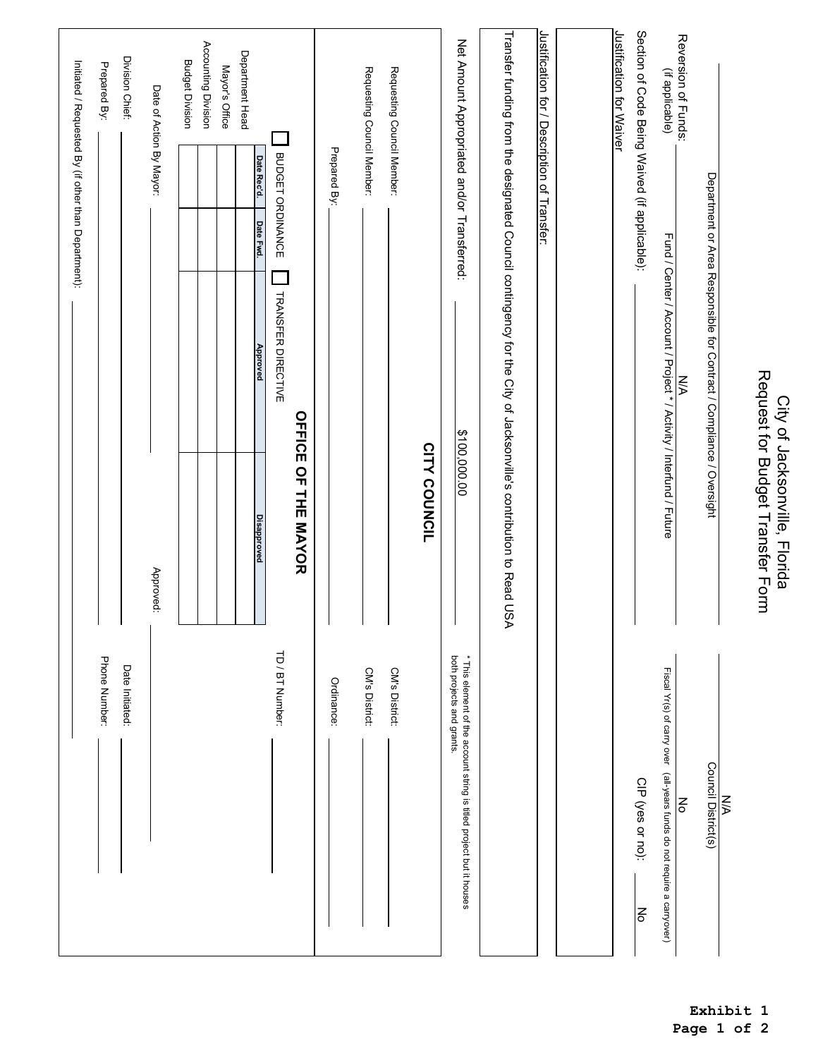# City of Jacksonville, Florida
## Request for Budget Transfer Form

Department or Area Responsible for Contract / Compliance / Oversight: _______________

Council District(s): N/A

Fund / Center / Account / Project * / Activity / Interfund / Future: N/A

Fiscal Yr(s) of carry over (all-years funds do not require a carryover): No

Reversion of Funds: (if applicable) _______________

CIP (yes or no): No

Section of Code Being Waived (if applicable): _______________

Justification for Waiver

Justification for / Description of Transfer:

Transfer funding from the designated Council contingency for the City of Jacksonville's contribution to Read USA

Net Amount Appropriated and/or Transferred: $100,000.00

\* This element of the account string is titled project but it houses both projects and grants.

## CITY COUNCIL

Requesting Council Member: _______________ CM's District: _______________

Requesting Council Member: _______________ CM's District: _______________

Prepared By: _______________ Ordinance: _______________

## OFFICE OF THE MAYOR

☐ BUDGET ORDINANCE ☐ TRANSFER DIRECTIVE

TD / BT Number: _______________

| | Date Rec'd. | Date Fwd. | Approved | Disapproved |
|---|---|---|---|---|
| Department Head | | | | |
| Mayor's Office | | | | |
| Accounting Division | | | | |
| Budget Division | | | | |

Date of Action By Mayor: _______________ Approved: _______________

Division Chief: _______________ Date Initiated: _______________

Prepared By: _______________ Phone Number: _______________

Initiated / Requested By (if other than Department): _______________

**Exhibit 1**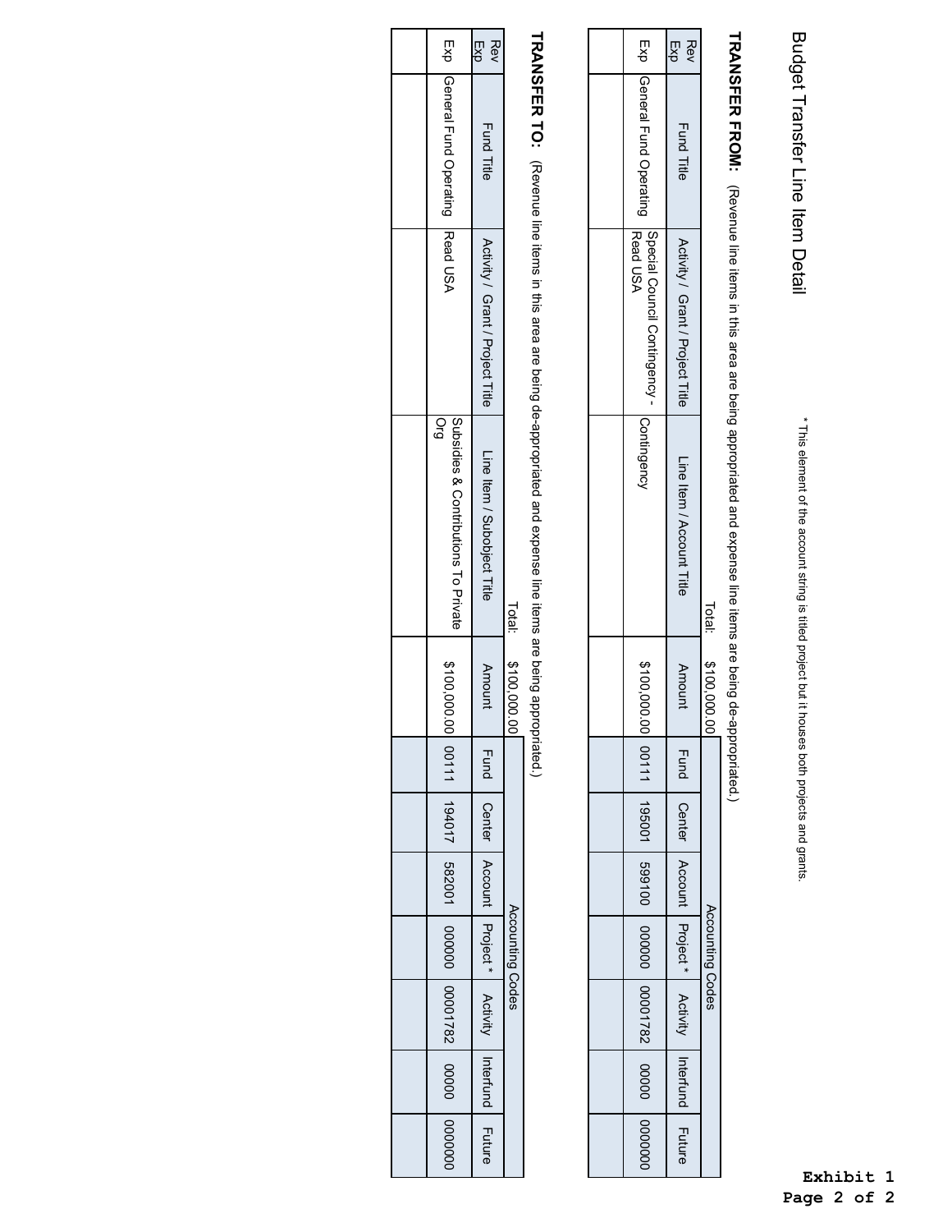# Budget Transfer Line Item Detail

\* This element of the account string is titled project but it houses both projects and grants.

Exhibit 1

## TRANSFER FROM:

(Revenue line items in this area are being appropriated and expense line items are being de-appropriated.)

| | | | | | Accounting Codes | | | | | | |
|---|---|---|---|---|---|---|---|---|---|---|---|
| Rev Exp | Fund Title | Activity / Grant / Project Title | Line Item / Account Title | Amount | Fund | Center | Account | Project * | Activity | Interfund | Future |
| Exp | General Fund Operating | Special Council Contingency - Read USA | Contingency | $100,000.00 | 00111 | 195001 | 599100 | 000000 | 00001782 | 00000 | 000000 |
| | | | | | | | | | | | |
| | | | Total: | $100,000.00 | | | | | | | |

## TRANSFER TO:

(Revenue line items in this area are being de-appropriated and expense line items are being appropriated.)

| | | | | | Accounting Codes | | | | | | |
|---|---|---|---|---|---|---|---|---|---|---|---|
| Rev Exp | Fund Title | Activity / Grant / Project Title | Line Item / Subobject Title | Amount | Fund | Center | Account | Project * | Activity | Interfund | Future |
| Exp | General Fund Operating | Read USA | Subsidies & Contributions To Private Org | $100,000.00 | 00111 | 194017 | 582001 | 000000 | 00001782 | 00000 | 000000 |
| | | | | | | | | | | | |
| | | | Total: | $100,000.00 | | | | | | | |